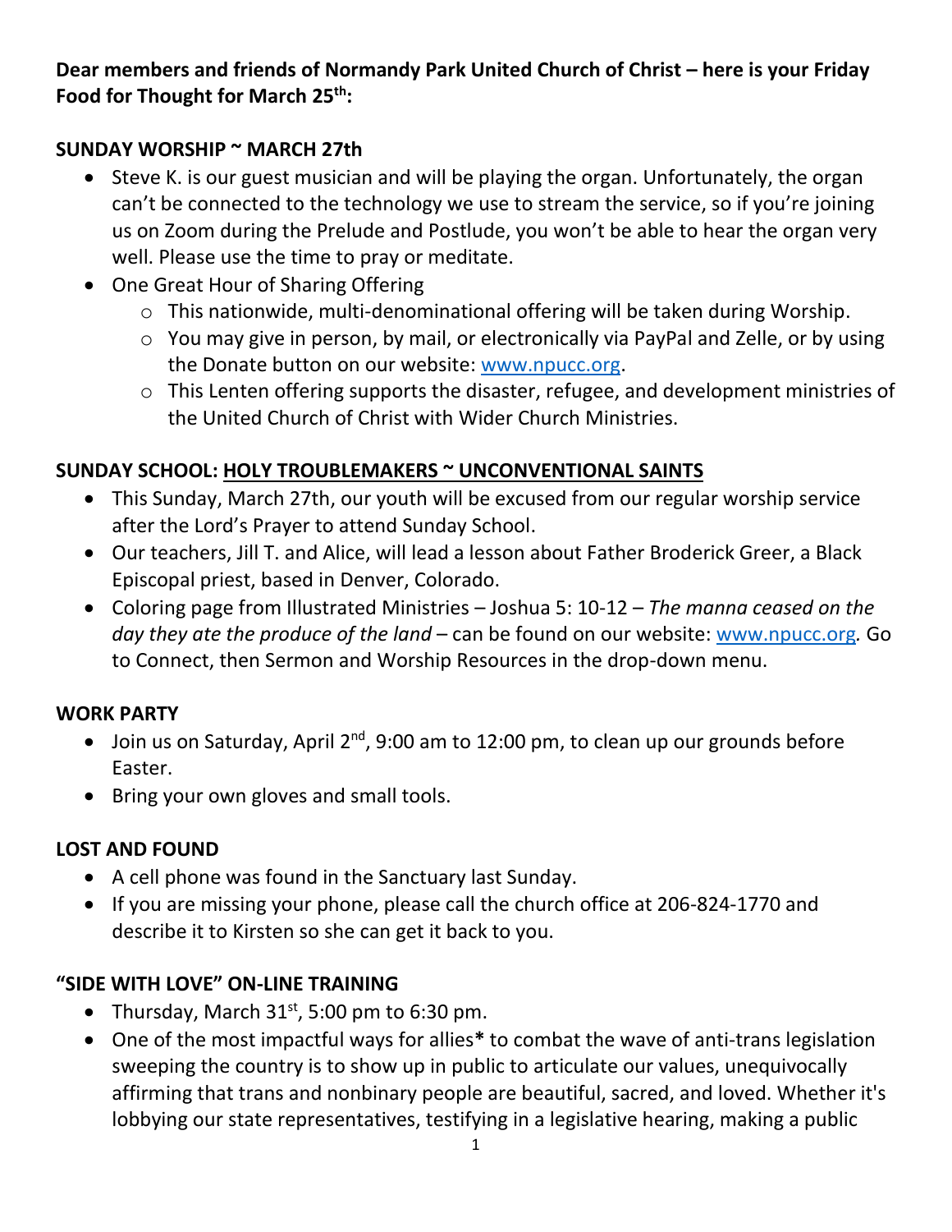**Dear members and friends of Normandy Park United Church of Christ – here is your Friday Food for Thought for March 25th:**

**SUNDAY WORSHIP ~ MARCH 27th**

- Steve K. is our guest musician and will be playing the organ. Unfortunately, the organ can't be connected to the technology we use to stream the service, so if you're joining us on Zoom during the Prelude and Postlude, you won't be able to hear the organ very well. Please use the time to pray or meditate.
- One Great Hour of Sharing Offering
  - This nationwide, multi-denominational offering will be taken during Worship.
  - You may give in person, by mail, or electronically via PayPal and Zelle, or by using the Donate button on our website: [www.npucc.org](http://www.npucc.org).
  - This Lenten offering supports the disaster, refugee, and development ministries of the United Church of Christ with Wider Church Ministries.

**SUNDAY SCHOOL: HOLY TROUBLEMAKERS ~ UNCONVENTIONAL SAINTS**

- This Sunday, March 27th, our youth will be excused from our regular worship service after the Lord's Prayer to attend Sunday School.
- Our teachers, Jill T. and Alice, will lead a lesson about Father Broderick Greer, a Black Episcopal priest, based in Denver, Colorado.
- Coloring page from Illustrated Ministries – Joshua 5: 10-12 – *The manna ceased on the day they ate the produce of the land* – can be found on our website: [www.npucc.org](http://www.npucc.org). Go to Connect, then Sermon and Worship Resources in the drop-down menu.

**WORK PARTY**

- Join us on Saturday, April 2nd, 9:00 am to 12:00 pm, to clean up our grounds before Easter.
- Bring your own gloves and small tools.

**LOST AND FOUND**

- A cell phone was found in the Sanctuary last Sunday.
- If you are missing your phone, please call the church office at 206-824-1770 and describe it to Kirsten so she can get it back to you.

**"SIDE WITH LOVE" ON-LINE TRAINING**

- Thursday, March 31st, 5:00 pm to 6:30 pm.
- One of the most impactful ways for allies**\*** to combat the wave of anti-trans legislation sweeping the country is to show up in public to articulate our values, unequivocally affirming that trans and nonbinary people are beautiful, sacred, and loved. Whether it's lobbying our state representatives, testifying in a legislative hearing, making a public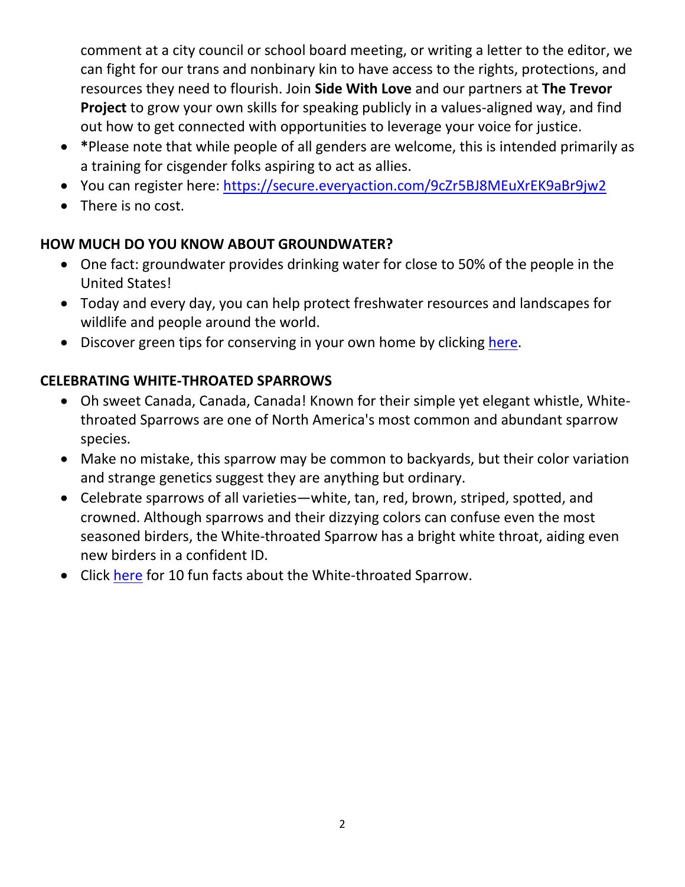comment at a city council or school board meeting, or writing a letter to the editor, we can fight for our trans and nonbinary kin to have access to the rights, protections, and resources they need to flourish. Join **Side With Love** and our partners at **The Trevor Project** to grow your own skills for speaking publicly in a values-aligned way, and find out how to get connected with opportunities to leverage your voice for justice.

- ***Please note that while people of all genders are welcome, this is intended primarily as a training for cisgender folks aspiring to act as allies.
- You can register here: https://secure.everyaction.com/9cZr5BJ8MEuXrEK9aBr9jw2
- There is no cost.

**HOW MUCH DO YOU KNOW ABOUT GROUNDWATER?**

- One fact: groundwater provides drinking water for close to 50% of the people in the United States!
- Today and every day, you can help protect freshwater resources and landscapes for wildlife and people around the world.
- Discover green tips for conserving in your own home by clicking here.

**CELEBRATING WHITE-THROATED SPARROWS**

- Oh sweet Canada, Canada, Canada! Known for their simple yet elegant whistle, White-throated Sparrows are one of North America's most common and abundant sparrow species.
- Make no mistake, this sparrow may be common to backyards, but their color variation and strange genetics suggest they are anything but ordinary.
- Celebrate sparrows of all varieties—white, tan, red, brown, striped, spotted, and crowned. Although sparrows and their dizzying colors can confuse even the most seasoned birders, the White-throated Sparrow has a bright white throat, aiding even new birders in a confident ID.
- Click here for 10 fun facts about the White-throated Sparrow.